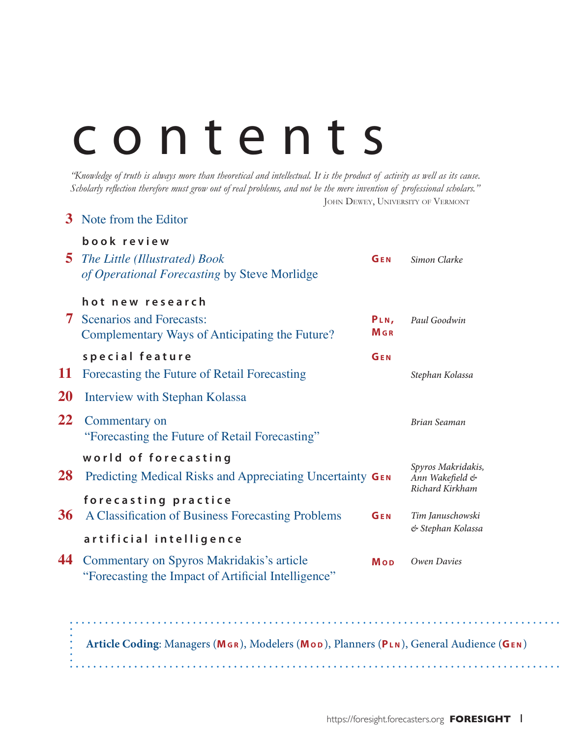# contents

*"Knowledge of truth is always more than theoretical and intellectual. It is the product of activity as well as its cause. Scholarly reflection therefore must grow out of real problems, and not be the mere invention of professional scholars."*

John Dewey, University of Vermont

| Page | Article | Coding | Author(s) |
|---|---|---|---|
| 3 | Note from the Editor | | |
| | **book review** | | |
| 5 | *The Little (Illustrated) Book of Operational Forecasting* by Steve Morlidge | GEN | *Simon Clarke* |
| | **hot new research** | | |
| 7 | Scenarios and Forecasts: Complementary Ways of Anticipating the Future? | PLN, MGR | *Paul Goodwin* |
| | **special feature** | GEN | |
| 11 | Forecasting the Future of Retail Forecasting | | *Stephan Kolassa* |
| 20 | Interview with Stephan Kolassa | | |
| 22 | Commentary on "Forecasting the Future of Retail Forecasting" | | *Brian Seaman* |
| | **world of forecasting** | | |
| 28 | Predicting Medical Risks and Appreciating Uncertainty | GEN | *Spyros Makridakis, Ann Wakefield & Richard Kirkham* |
| | **forecasting practice** | | |
| 36 | A Classification of Business Forecasting Problems | GEN | *Tim Januschowski & Stephan Kolassa* |
| | **artificial intelligence** | | |
| 44 | Commentary on Spyros Makridakis's article "Forecasting the Impact of Artificial Intelligence" | MOD | *Owen Davies* |

**Article Coding**: Managers (MGR), Modelers (MOD), Planners (PLN), General Audience (GEN)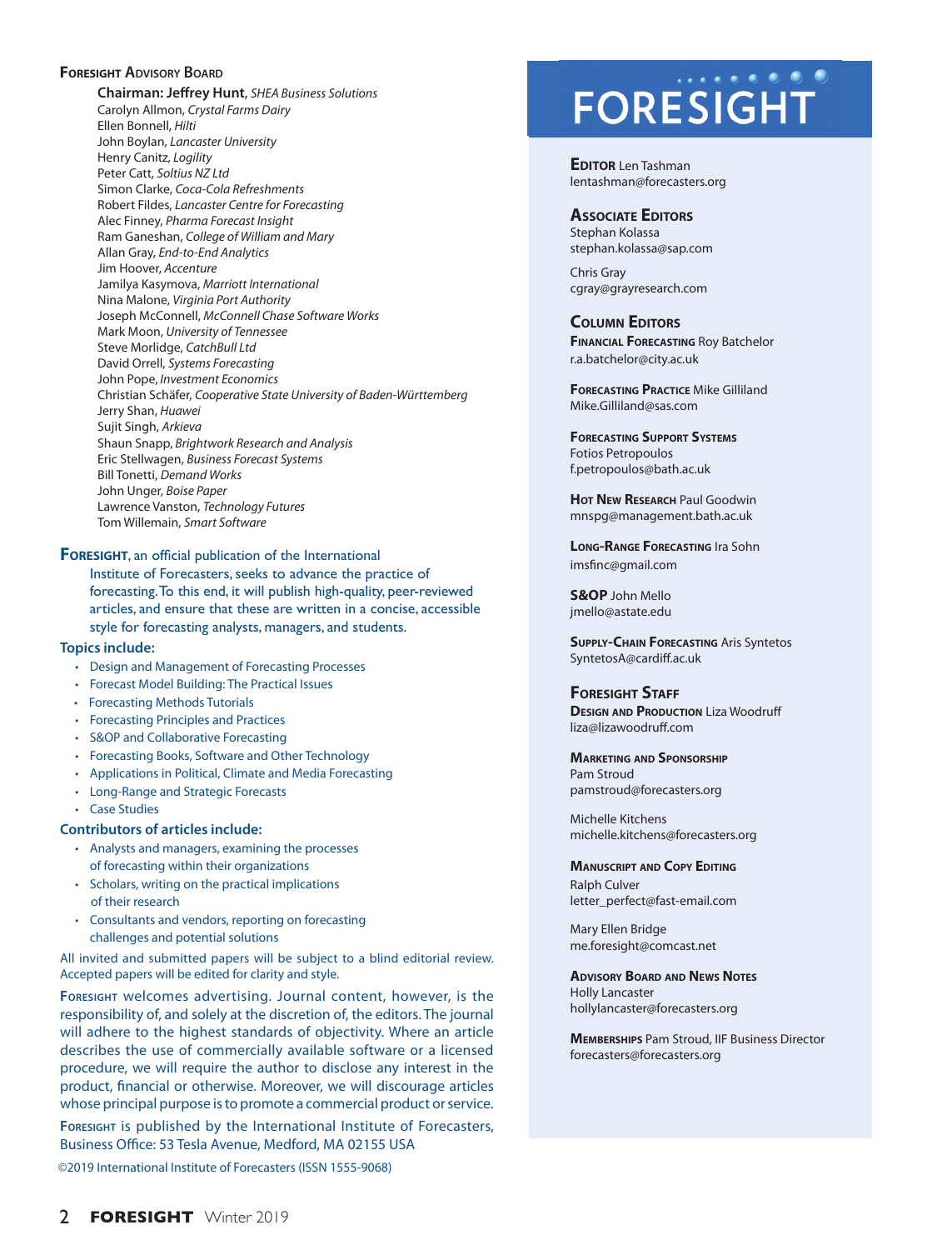## Foresight Advisory Board

**Chairman: Jeffrey Hunt**, *SHEA Business Solutions*
Carolyn Allmon, *Crystal Farms Dairy*
Ellen Bonnell, *Hilti*
John Boylan, *Lancaster University*
Henry Canitz, *Logility*
Peter Catt, *Soltius NZ Ltd*
Simon Clarke, *Coca-Cola Refreshments*
Robert Fildes, *Lancaster Centre for Forecasting*
Alec Finney, *Pharma Forecast Insight*
Ram Ganeshan, *College of William and Mary*
Allan Gray, *End-to-End Analytics*
Jim Hoover, *Accenture*
Jamilya Kasymova, *Marriott International*
Nina Malone, *Virginia Port Authority*
Joseph McConnell, *McConnell Chase Software Works*
Mark Moon, *University of Tennessee*
Steve Morlidge, *CatchBull Ltd*
David Orrell, *Systems Forecasting*
John Pope, *Investment Economics*
Christian Schäfer, *Cooperative State University of Baden-Württemberg*
Jerry Shan, *Huawei*
Sujit Singh, *Arkieva*
Shaun Snapp, *Brightwork Research and Analysis*
Eric Stellwagen, *Business Forecast Systems*
Bill Tonetti, *Demand Works*
John Unger, *Boise Paper*
Lawrence Vanston, *Technology Futures*
Tom Willemain, *Smart Software*

**Foresight**, an official publication of the International Institute of Forecasters, seeks to advance the practice of forecasting. To this end, it will publish high-quality, peer-reviewed articles, and ensure that these are written in a concise, accessible style for forecasting analysts, managers, and students.

**Topics include:**

- Design and Management of Forecasting Processes
- Forecast Model Building: The Practical Issues
- Forecasting Methods Tutorials
- Forecasting Principles and Practices
- S&OP and Collaborative Forecasting
- Forecasting Books, Software and Other Technology
- Applications in Political, Climate and Media Forecasting
- Long-Range and Strategic Forecasts
- Case Studies

**Contributors of articles include:**

- Analysts and managers, examining the processes of forecasting within their organizations
- Scholars, writing on the practical implications of their research
- Consultants and vendors, reporting on forecasting challenges and potential solutions

All invited and submitted papers will be subject to a blind editorial review. Accepted papers will be edited for clarity and style.

Foresight welcomes advertising. Journal content, however, is the responsibility of, and solely at the discretion of, the editors. The journal will adhere to the highest standards of objectivity. Where an article describes the use of commercially available software or a licensed procedure, we will require the author to disclose any interest in the product, financial or otherwise. Moreover, we will discourage articles whose principal purpose is to promote a commercial product or service.

Foresight is published by the International Institute of Forecasters, Business Office: 53 Tesla Avenue, Medford, MA 02155 USA

©2019 International Institute of Forecasters (ISSN 1555-9068)

# FORESIGHT

**Editor** Len Tashman
lentashman@forecasters.org

**Associate Editors**
Stephan Kolassa
stephan.kolassa@sap.com

Chris Gray
cgray@grayresearch.com

**Column Editors**

**Financial Forecasting** Roy Batchelor
r.a.batchelor@city.ac.uk

**Forecasting Practice** Mike Gilliland
Mike.Gilliland@sas.com

**Forecasting Support Systems**
Fotios Petropoulos
f.petropoulos@bath.ac.uk

**Hot New Research** Paul Goodwin
mnspg@management.bath.ac.uk

**Long-Range Forecasting** Ira Sohn
imsfinc@gmail.com

**S&OP** John Mello
jmello@astate.edu

**Supply-Chain Forecasting** Aris Syntetos
SyntetosA@cardiff.ac.uk

**Foresight Staff**

**Design and Production** Liza Woodruff
liza@lizawoodruff.com

**Marketing and Sponsorship**
Pam Stroud
pamstroud@forecasters.org

Michelle Kitchens
michelle.kitchens@forecasters.org

**Manuscript and Copy Editing**
Ralph Culver
letter_perfect@fast-email.com

Mary Ellen Bridge
me.foresight@comcast.net

**Advisory Board and News Notes**
Holly Lancaster
hollylancaster@forecasters.org

**Memberships** Pam Stroud, IIF Business Director
forecasters@forecasters.org